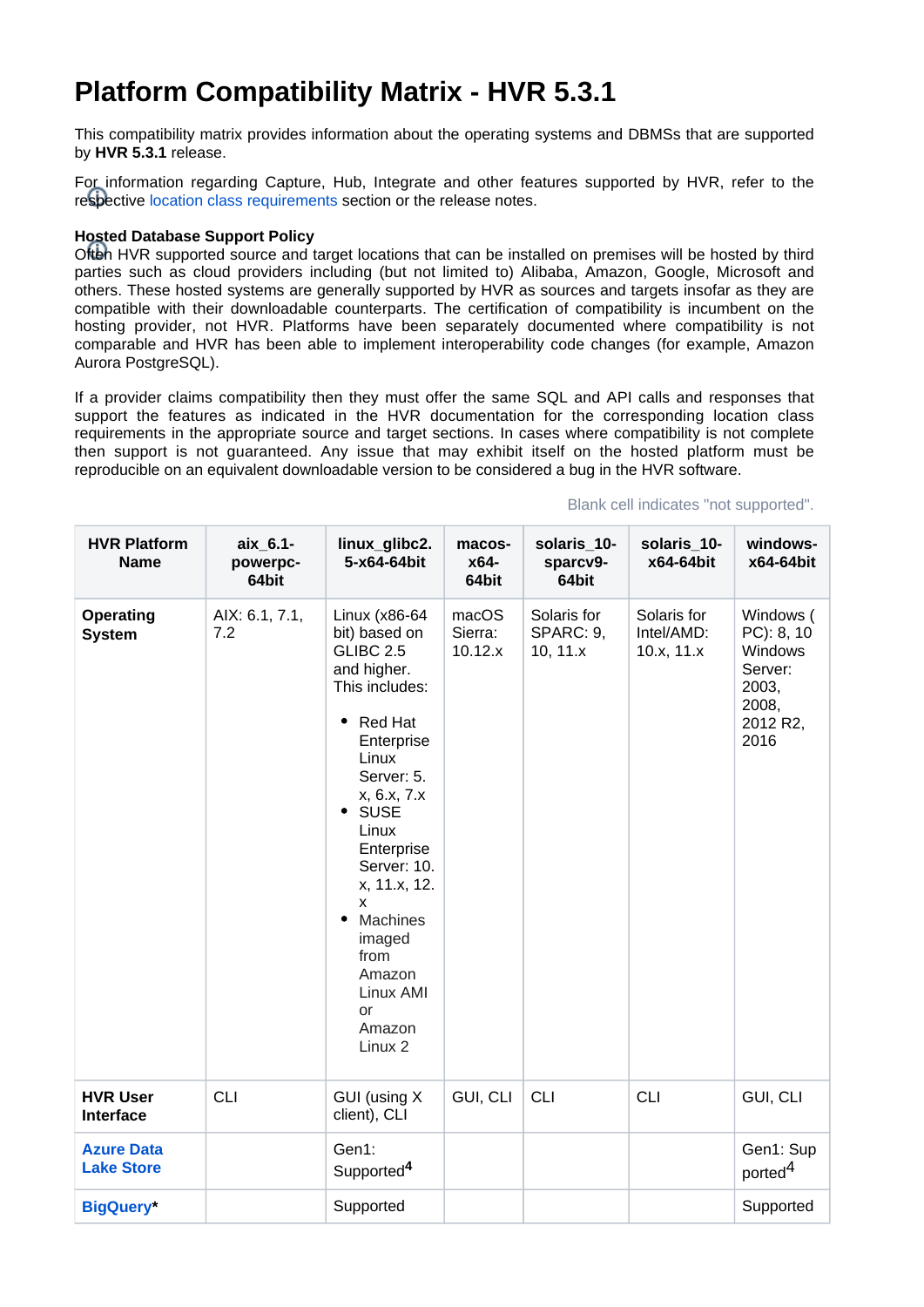# Platform Compatibility Matrix - HVR 5.3.1

This compatibility matrix provides information about the operating systems and DBMSs that are supported by **HVR 5.3.1** release.

For information regarding Capture, Hub, Integrate and other features supported by HVR, refer to the respective location class requirements section or the release notes.

**Hosted Database Support Policy**
Often HVR supported source and target locations that can be installed on premises will be hosted by third parties such as cloud providers including (but not limited to) Alibaba, Amazon, Google, Microsoft and others. These hosted systems are generally supported by HVR as sources and targets insofar as they are compatible with their downloadable counterparts. The certification of compatibility is incumbent on the hosting provider, not HVR. Platforms have been separately documented where compatibility is not comparable and HVR has been able to implement interoperability code changes (for example, Amazon Aurora PostgreSQL).

If a provider claims compatibility then they must offer the same SQL and API calls and responses that support the features as indicated in the HVR documentation for the corresponding location class requirements in the appropriate source and target sections. In cases where compatibility is not complete then support is not guaranteed. Any issue that may exhibit itself on the hosted platform must be reproducible on an equivalent downloadable version to be considered a bug in the HVR software.

Blank cell indicates "not supported".

| HVR Platform Name | aix_6.1-powerpc-64bit | linux_glibc2.5-x64-64bit | macos-x64-64bit | solaris_10-sparcv9-64bit | solaris_10-x64-64bit | windows-x64-64bit |
|---|---|---|---|---|---|---|
| **Operating System** | AIX: 6.1, 7.1, 7.2 | Linux (x86-64 bit) based on GLIBC 2.5 and higher. This includes:<br>• Red Hat Enterprise Linux Server: 5.x, 6.x, 7.x<br>• SUSE Linux Enterprise Server: 10.x, 11.x, 12.x<br>• Machines imaged from Amazon Linux AMI or Amazon Linux 2 | macOS Sierra: 10.12.x | Solaris for SPARC: 9, 10, 11.x | Solaris for Intel/AMD: 10.x, 11.x | Windows (PC): 8, 10<br>Windows Server: 2003, 2008, 2012 R2, 2016 |
| **HVR User Interface** | CLI | GUI (using X client), CLI | GUI, CLI | CLI | CLI | GUI, CLI |
| **Azure Data Lake Store** | | Gen1: Supported[4] | | | | Gen1: Supported[4] |
| **BigQuery*** | | Supported | | | | Supported |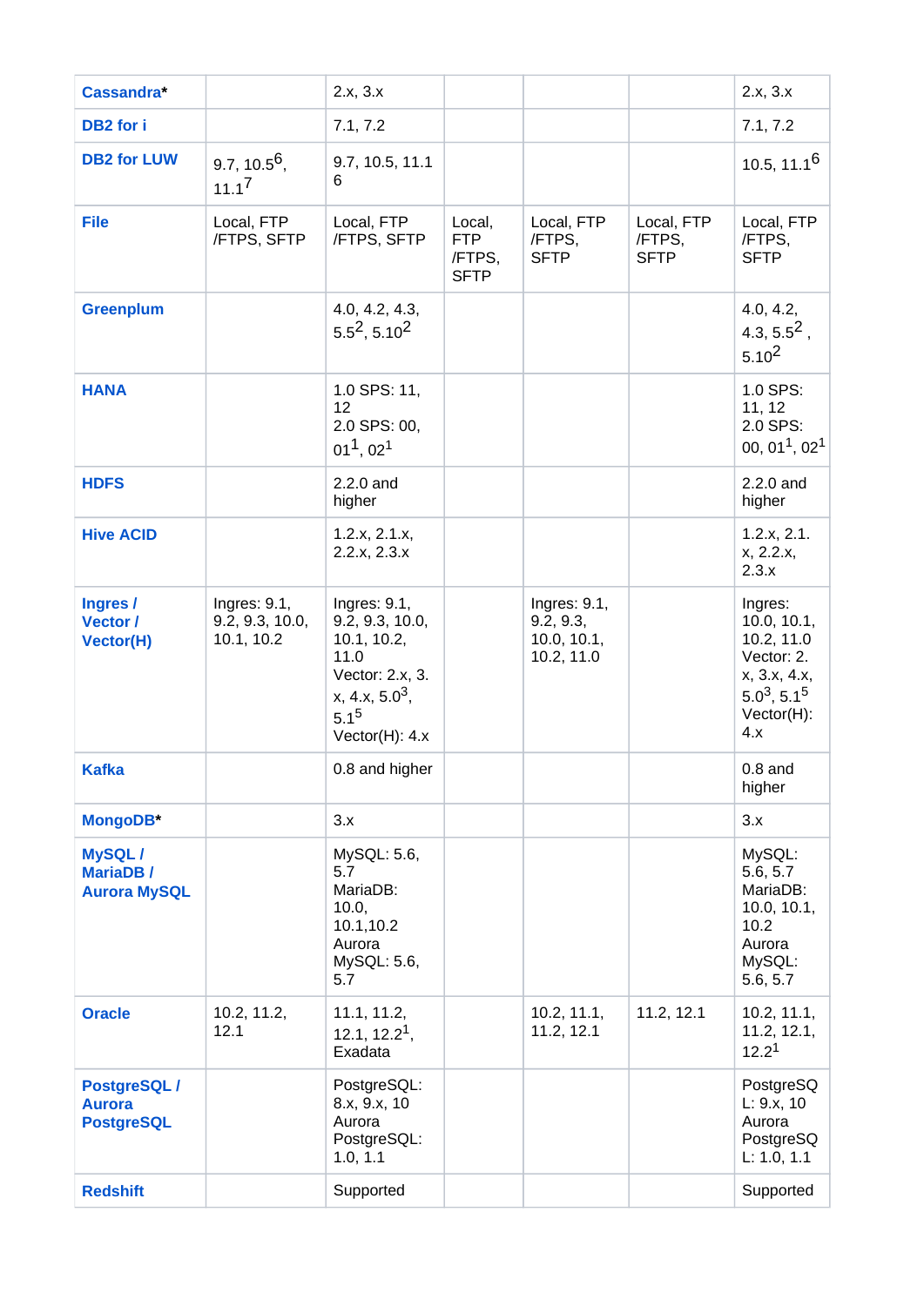| Cassandra* | | 2.x, 3.x | | | | 2.x, 3.x |
|---|---|---|---|---|---|---|
| DB2 for i | | 7.1, 7.2 | | | | 7.1, 7.2 |
| DB2 for LUW | 9.7, 10.5[6], 11.1[7] | 9.7, 10.5, 11.1 6 | | | | 10.5, 11.1[6] |
| File | Local, FTP /FTPS, SFTP | Local, FTP /FTPS, SFTP | Local, FTP /FTPS, SFTP | Local, FTP /FTPS, SFTP | Local, FTP /FTPS, SFTP | Local, FTP /FTPS, SFTP |
| Greenplum | | 4.0, 4.2, 4.3, 5.5[2], 5.10[2] | | | | 4.0, 4.2, 4.3, 5.5[2] , 5.10[2] |
| HANA | | 1.0 SPS: 11, 12 2.0 SPS: 00, 01[1], 02[1] | | | | 1.0 SPS: 11, 12 2.0 SPS: 00, 01[1], 02[1] |
| HDFS | | 2.2.0 and higher | | | | 2.2.0 and higher |
| Hive ACID | | 1.2.x, 2.1.x, 2.2.x, 2.3.x | | | | 1.2.x, 2.1.x, 2.2.x, 2.3.x |
| Ingres / Vector / Vector(H) | Ingres: 9.1, 9.2, 9.3, 10.0, 10.1, 10.2 | Ingres: 9.1, 9.2, 9.3, 10.0, 10.1, 10.2, 11.0 Vector: 2.x, 3.x, 4.x, 5.0[3], 5.1[5] Vector(H): 4.x | | Ingres: 9.1, 9.2, 9.3, 10.0, 10.1, 10.2, 11.0 | | Ingres: 10.0, 10.1, 10.2, 11.0 Vector: 2.x, 3.x, 4.x, 5.0[3], 5.1[5] Vector(H): 4.x |
| Kafka | | 0.8 and higher | | | | 0.8 and higher |
| MongoDB* | | 3.x | | | | 3.x |
| MySQL / MariaDB / Aurora MySQL | | MySQL: 5.6, 5.7 MariaDB: 10.0, 10.1,10.2 Aurora MySQL: 5.6, 5.7 | | | | MySQL: 5.6, 5.7 MariaDB: 10.0, 10.1, 10.2 Aurora MySQL: 5.6, 5.7 |
| Oracle | 10.2, 11.2, 12.1 | 11.1, 11.2, 12.1, 12.2[1], Exadata | | 10.2, 11.1, 11.2, 12.1 | 11.2, 12.1 | 10.2, 11.1, 11.2, 12.1, 12.2[1] |
| PostgreSQL / Aurora PostgreSQL | | PostgreSQL: 8.x, 9.x, 10 Aurora PostgreSQL: 1.0, 1.1 | | | | PostgreSQL: 9.x, 10 Aurora PostgreSQL: 1.0, 1.1 |
| Redshift | | Supported | | | | Supported |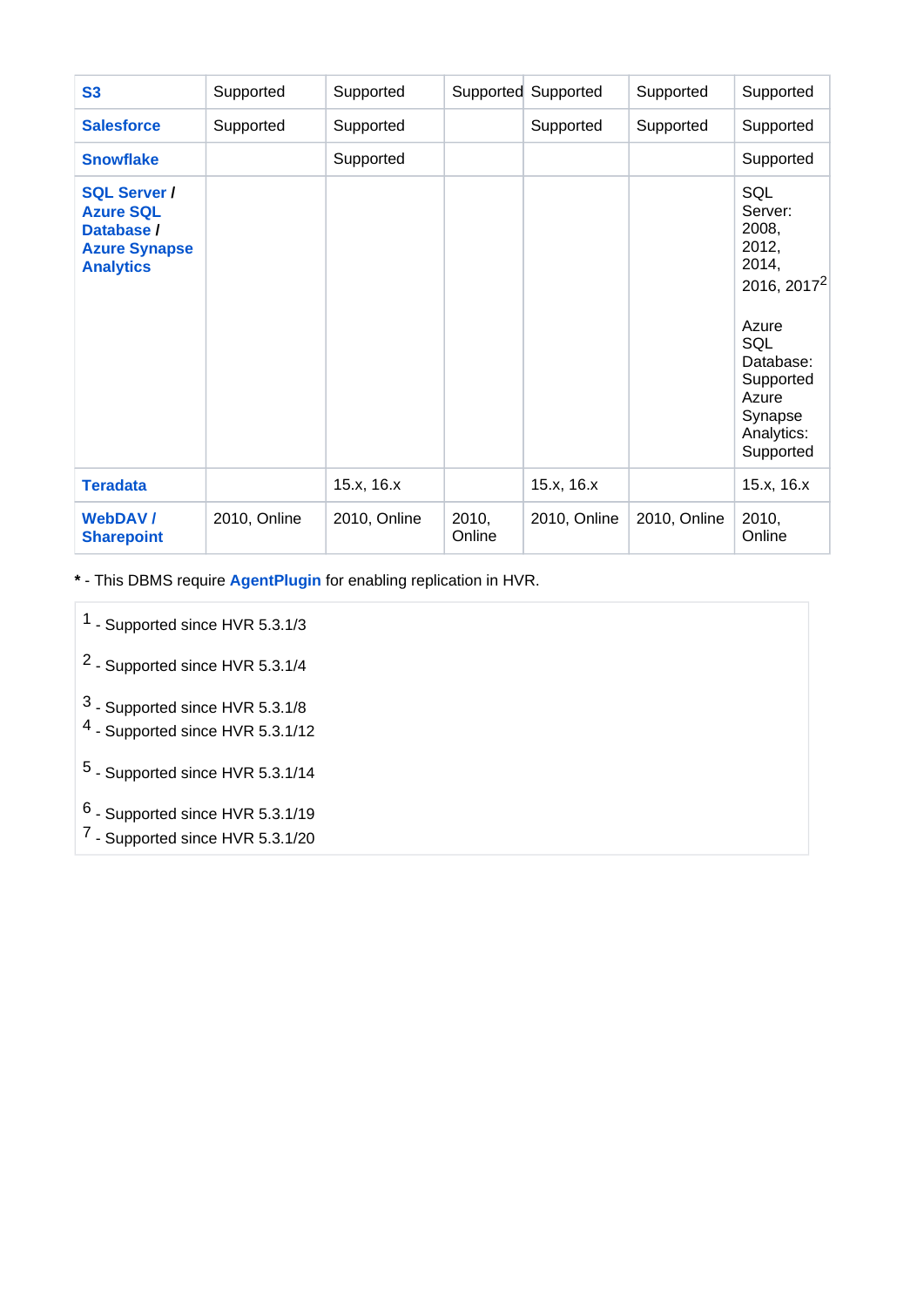| | | | | | | |
|---|---|---|---|---|---|---|
| **S3** | Supported | Supported | Supported | Supported | Supported | Supported |
| **Salesforce** | Supported | Supported | | Supported | Supported | Supported |
| **Snowflake** | | Supported | | | | Supported |
| **SQL Server / Azure SQL Database / Azure Synapse Analytics** | | | | | | SQL Server: 2008, 2012, 2014, 2016, 2017[2] Azure SQL Database: Supported Azure Synapse Analytics: Supported |
| **Teradata** | | 15.x, 16.x | | 15.x, 16.x | | 15.x, 16.x |
| **WebDAV / Sharepoint** | 2010, Online | 2010, Online | 2010, Online | 2010, Online | 2010, Online | 2010, Online |

**\*** - This DBMS require **AgentPlugin** for enabling replication in HVR.

1 - Supported since HVR 5.3.1/3

2 - Supported since HVR 5.3.1/4

3 - Supported since HVR 5.3.1/8
4 - Supported since HVR 5.3.1/12

5 - Supported since HVR 5.3.1/14

6 - Supported since HVR 5.3.1/19
7 - Supported since HVR 5.3.1/20